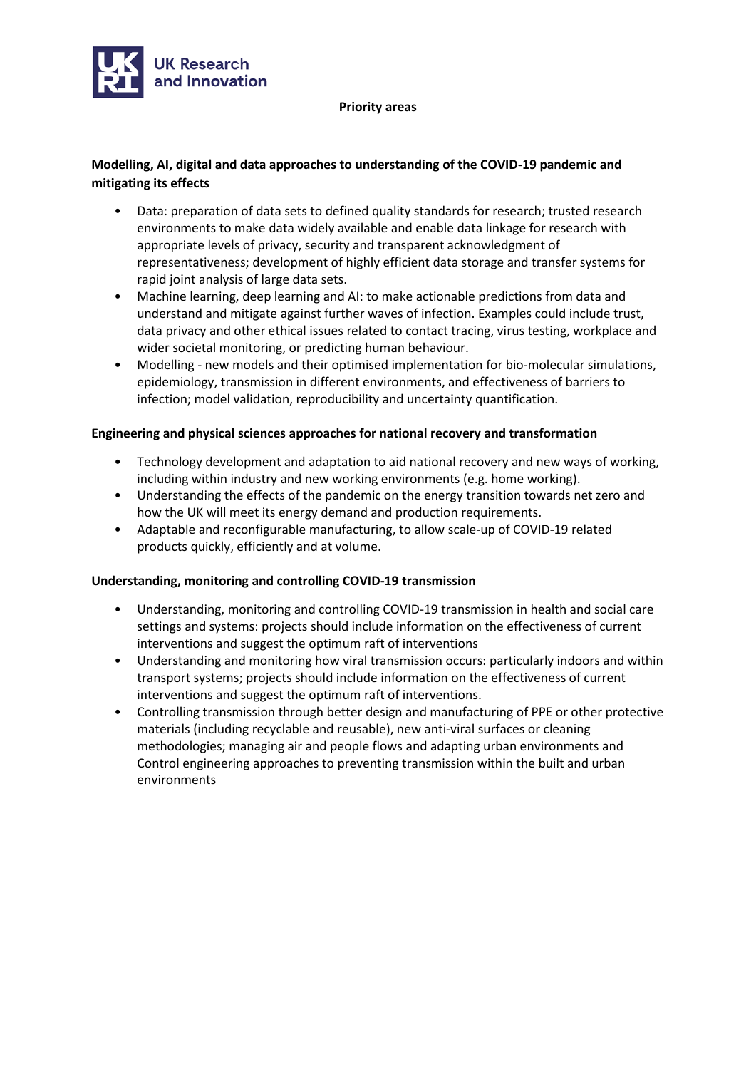UK Research and Innovation

# Priority areas

## Modelling, AI, digital and data approaches to understanding of the COVID-19 pandemic and mitigating its effects

- Data: preparation of data sets to defined quality standards for research; trusted research environments to make data widely available and enable data linkage for research with appropriate levels of privacy, security and transparent acknowledgment of representativeness; development of highly efficient data storage and transfer systems for rapid joint analysis of large data sets.
- Machine learning, deep learning and AI: to make actionable predictions from data and understand and mitigate against further waves of infection. Examples could include trust, data privacy and other ethical issues related to contact tracing, virus testing, workplace and wider societal monitoring, or predicting human behaviour.
- Modelling - new models and their optimised implementation for bio-molecular simulations, epidemiology, transmission in different environments, and effectiveness of barriers to infection; model validation, reproducibility and uncertainty quantification.

## Engineering and physical sciences approaches for national recovery and transformation

- Technology development and adaptation to aid national recovery and new ways of working, including within industry and new working environments (e.g. home working).
- Understanding the effects of the pandemic on the energy transition towards net zero and how the UK will meet its energy demand and production requirements.
- Adaptable and reconfigurable manufacturing, to allow scale-up of COVID-19 related products quickly, efficiently and at volume.

## Understanding, monitoring and controlling COVID-19 transmission

- Understanding, monitoring and controlling COVID-19 transmission in health and social care settings and systems: projects should include information on the effectiveness of current interventions and suggest the optimum raft of interventions
- Understanding and monitoring how viral transmission occurs: particularly indoors and within transport systems; projects should include information on the effectiveness of current interventions and suggest the optimum raft of interventions.
- Controlling transmission through better design and manufacturing of PPE or other protective materials (including recyclable and reusable), new anti-viral surfaces or cleaning methodologies; managing air and people flows and adapting urban environments and Control engineering approaches to preventing transmission within the built and urban environments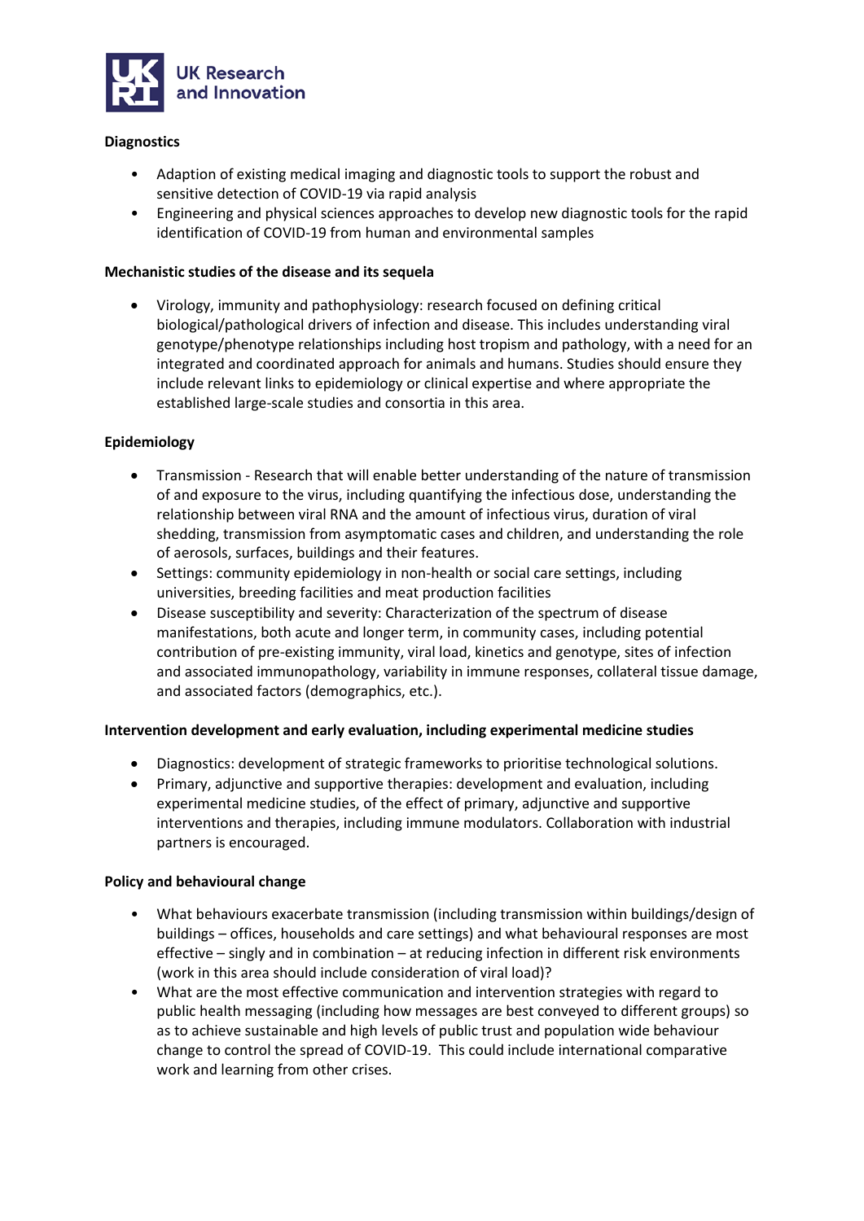**Diagnostics**

- Adaption of existing medical imaging and diagnostic tools to support the robust and sensitive detection of COVID-19 via rapid analysis
- Engineering and physical sciences approaches to develop new diagnostic tools for the rapid identification of COVID-19 from human and environmental samples

**Mechanistic studies of the disease and its sequela**

- Virology, immunity and pathophysiology: research focused on defining critical biological/pathological drivers of infection and disease. This includes understanding viral genotype/phenotype relationships including host tropism and pathology, with a need for an integrated and coordinated approach for animals and humans. Studies should ensure they include relevant links to epidemiology or clinical expertise and where appropriate the established large-scale studies and consortia in this area.

**Epidemiology**

- Transmission - Research that will enable better understanding of the nature of transmission of and exposure to the virus, including quantifying the infectious dose, understanding the relationship between viral RNA and the amount of infectious virus, duration of viral shedding, transmission from asymptomatic cases and children, and understanding the role of aerosols, surfaces, buildings and their features.
- Settings: community epidemiology in non-health or social care settings, including universities, breeding facilities and meat production facilities
- Disease susceptibility and severity: Characterization of the spectrum of disease manifestations, both acute and longer term, in community cases, including potential contribution of pre-existing immunity, viral load, kinetics and genotype, sites of infection and associated immunopathology, variability in immune responses, collateral tissue damage, and associated factors (demographics, etc.).

**Intervention development and early evaluation, including experimental medicine studies**

- Diagnostics: development of strategic frameworks to prioritise technological solutions.
- Primary, adjunctive and supportive therapies: development and evaluation, including experimental medicine studies, of the effect of primary, adjunctive and supportive interventions and therapies, including immune modulators. Collaboration with industrial partners is encouraged.

**Policy and behavioural change**

- What behaviours exacerbate transmission (including transmission within buildings/design of buildings – offices, households and care settings) and what behavioural responses are most effective – singly and in combination – at reducing infection in different risk environments (work in this area should include consideration of viral load)?
- What are the most effective communication and intervention strategies with regard to public health messaging (including how messages are best conveyed to different groups) so as to achieve sustainable and high levels of public trust and population wide behaviour change to control the spread of COVID-19. This could include international comparative work and learning from other crises.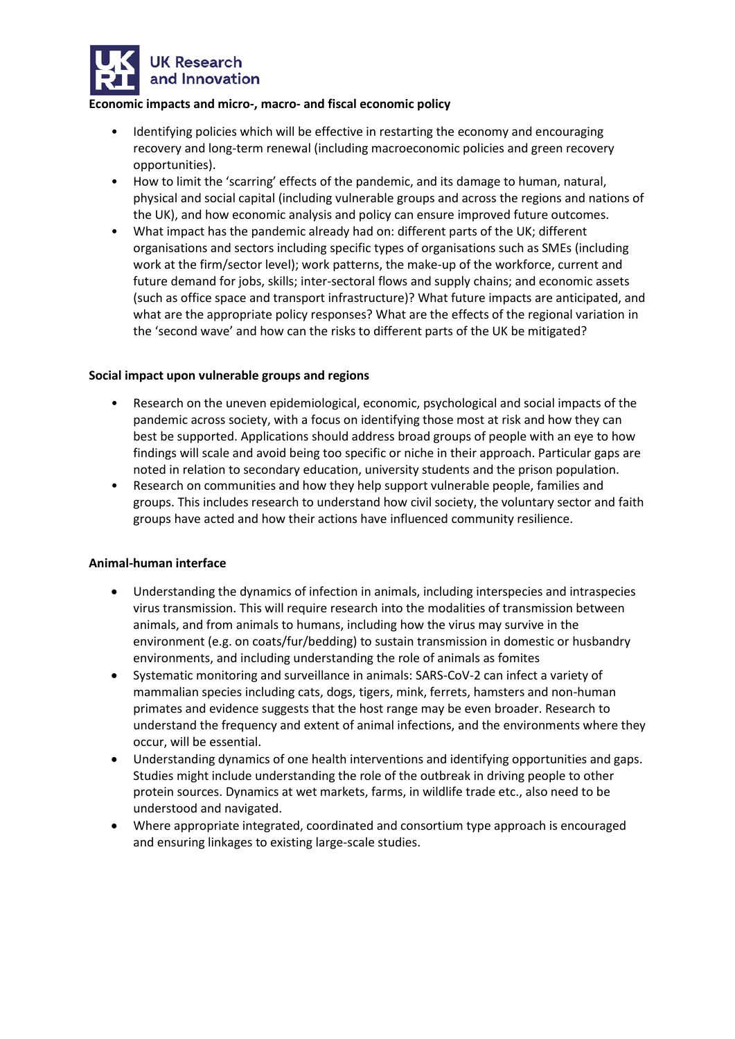**Economic impacts and micro-, macro- and fiscal economic policy**

- Identifying policies which will be effective in restarting the economy and encouraging recovery and long-term renewal (including macroeconomic policies and green recovery opportunities).
- How to limit the 'scarring' effects of the pandemic, and its damage to human, natural, physical and social capital (including vulnerable groups and across the regions and nations of the UK), and how economic analysis and policy can ensure improved future outcomes.
- What impact has the pandemic already had on: different parts of the UK; different organisations and sectors including specific types of organisations such as SMEs (including work at the firm/sector level); work patterns, the make-up of the workforce, current and future demand for jobs, skills; inter-sectoral flows and supply chains; and economic assets (such as office space and transport infrastructure)? What future impacts are anticipated, and what are the appropriate policy responses? What are the effects of the regional variation in the 'second wave' and how can the risks to different parts of the UK be mitigated?

**Social impact upon vulnerable groups and regions**

- Research on the uneven epidemiological, economic, psychological and social impacts of the pandemic across society, with a focus on identifying those most at risk and how they can best be supported. Applications should address broad groups of people with an eye to how findings will scale and avoid being too specific or niche in their approach. Particular gaps are noted in relation to secondary education, university students and the prison population.
- Research on communities and how they help support vulnerable people, families and groups. This includes research to understand how civil society, the voluntary sector and faith groups have acted and how their actions have influenced community resilience.

**Animal-human interface**

- Understanding the dynamics of infection in animals, including interspecies and intraspecies virus transmission. This will require research into the modalities of transmission between animals, and from animals to humans, including how the virus may survive in the environment (e.g. on coats/fur/bedding) to sustain transmission in domestic or husbandry environments, and including understanding the role of animals as fomites
- Systematic monitoring and surveillance in animals: SARS-CoV-2 can infect a variety of mammalian species including cats, dogs, tigers, mink, ferrets, hamsters and non-human primates and evidence suggests that the host range may be even broader. Research to understand the frequency and extent of animal infections, and the environments where they occur, will be essential.
- Understanding dynamics of one health interventions and identifying opportunities and gaps. Studies might include understanding the role of the outbreak in driving people to other protein sources. Dynamics at wet markets, farms, in wildlife trade etc., also need to be understood and navigated.
- Where appropriate integrated, coordinated and consortium type approach is encouraged and ensuring linkages to existing large-scale studies.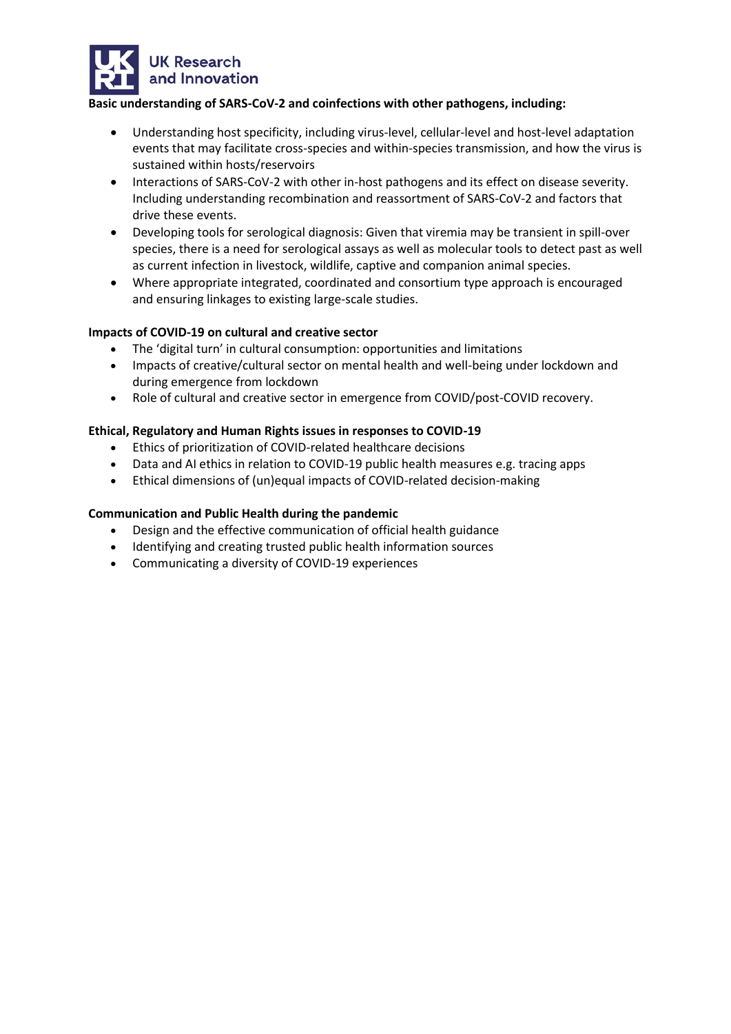**Basic understanding of SARS-CoV-2 and coinfections with other pathogens, including:**

- Understanding host specificity, including virus-level, cellular-level and host-level adaptation events that may facilitate cross-species and within-species transmission, and how the virus is sustained within hosts/reservoirs
- Interactions of SARS-CoV-2 with other in-host pathogens and its effect on disease severity. Including understanding recombination and reassortment of SARS-CoV-2 and factors that drive these events.
- Developing tools for serological diagnosis: Given that viremia may be transient in spill-over species, there is a need for serological assays as well as molecular tools to detect past as well as current infection in livestock, wildlife, captive and companion animal species.
- Where appropriate integrated, coordinated and consortium type approach is encouraged and ensuring linkages to existing large-scale studies.

**Impacts of COVID-19 on cultural and creative sector**

- The 'digital turn' in cultural consumption: opportunities and limitations
- Impacts of creative/cultural sector on mental health and well-being under lockdown and during emergence from lockdown
- Role of cultural and creative sector in emergence from COVID/post-COVID recovery.

**Ethical, Regulatory and Human Rights issues in responses to COVID-19**

- Ethics of prioritization of COVID-related healthcare decisions
- Data and AI ethics in relation to COVID-19 public health measures e.g. tracing apps
- Ethical dimensions of (un)equal impacts of COVID-related decision-making

**Communication and Public Health during the pandemic**

- Design and the effective communication of official health guidance
- Identifying and creating trusted public health information sources
- Communicating a diversity of COVID-19 experiences